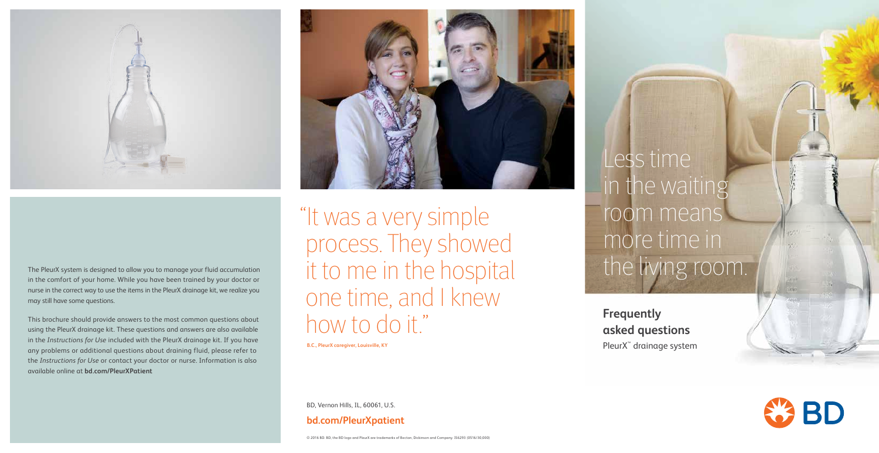The PleurX system is designed to allow you to manage your fluid accumulation in the comfort of your home. While you have been trained by your doctor or nurse in the correct way to use the items in the PleurX drainage kit, we realize you may still have some questions.

This brochure should provide answers to the most common questions about using the PleurX drainage kit. These questions and answers are also available in the *Instructions for Use* included with the PleurX drainage kit. If you have any problems or additional questions about draining fluid, please refer to the *Instructions for Use* or contact your doctor or nurse. Information is also available online at **bd.com/PleurXPatient**

"It was a very simple process. They showed it to me in the hospital one time, and I knew how to do it."

**B.C., PleurX caregiver, Louisville, KY**

BD, Vernon Hills, IL, 60061, U.S.

**bd.com/PleurXpatient**

© 2016 BD. BD, the BD logo and PleurX are trademarks of Becton, Dickinson and Company. 356293 (0516/30,000)

# Less time in the waiting room means more time in the living room.

## Frequently asked questions

PleurX™ drainage system

BD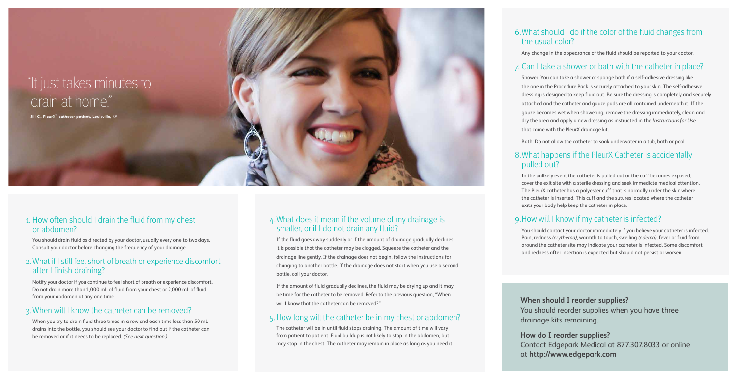"It just takes minutes to drain at home."

**Jill C., PleurX™ catheter patient, Louisville, KY**

## 1. How often should I drain the fluid from my chest or abdomen?

You should drain fluid as directed by your doctor, usually every one to two days. Consult your doctor before changing the frequency of your drainage.

## 2. What if I still feel short of breath or experience discomfort after I finish draining?

Notify your doctor if you continue to feel short of breath or experience discomfort. Do not drain more than 1,000 mL of fluid from your chest or 2,000 mL of fluid from your abdomen at any one time.

## 3. When will I know the catheter can be removed?

When you try to drain fluid three times in a row and each time less than 50 mL drains into the bottle, you should see your doctor to find out if the catheter can be removed or if it needs to be replaced. *(See next question.)*

## 4. What does it mean if the volume of my drainage is smaller, or if I do not drain any fluid?

If the fluid goes away suddenly or if the amount of drainage gradually declines, it is possible that the catheter may be clogged. Squeeze the catheter and the drainage line gently. If the drainage does not begin, follow the instructions for changing to another bottle. If the drainage does not start when you use a second bottle, call your doctor.

If the amount of fluid gradually declines, the fluid may be drying up and it may be time for the catheter to be removed. Refer to the previous question, "When will I know that the catheter can be removed?"

## 5. How long will the catheter be in my chest or abdomen?

The catheter will be in until fluid stops draining. The amount of time will vary from patient to patient. Fluid buildup is not likely to stop in the abdomen, but may stop in the chest. The catheter may remain in place as long as you need it.

## 6. What should I do if the color of the fluid changes from the usual color?

Any change in the appearance of the fluid should be reported to your doctor.

## 7. Can I take a shower or bath with the catheter in place?

Shower: You can take a shower or sponge bath if a self-adhesive dressing like the one in the Procedure Pack is securely attached to your skin. The self-adhesive dressing is designed to keep fluid out. Be sure the dressing is completely and securely attached and the catheter and gauze pads are all contained underneath it. If the gauze becomes wet when showering, remove the dressing immediately, clean and dry the area and apply a new dressing as instructed in the *Instructions for Use* that came with the PleurX drainage kit.

Bath: Do not allow the catheter to soak underwater in a tub, bath or pool.

## 8. What happens if the PleurX Catheter is accidentally pulled out?

In the unlikely event the catheter is pulled out or the cuff becomes exposed, cover the exit site with a sterile dressing and seek immediate medical attention. The PleurX catheter has a polyester cuff that is normally under the skin where the catheter is inserted. This cuff and the sutures located where the catheter exits your body help keep the catheter in place.

## 9. How will I know if my catheter is infected?

You should contact your doctor immediately if you believe your catheter is infected. Pain, redness *(erythema)*, warmth to touch, swelling *(edema)*, fever or fluid from around the catheter site may indicate your catheter is infected. Some discomfort and redness after insertion is expected but should not persist or worsen.

**When should I reorder supplies?**
You should reorder supplies when you have three drainage kits remaining.

**How do I reorder supplies?**
Contact Edgepark Medical at 877.307.8033 or online at **http://www.edgepark.com**